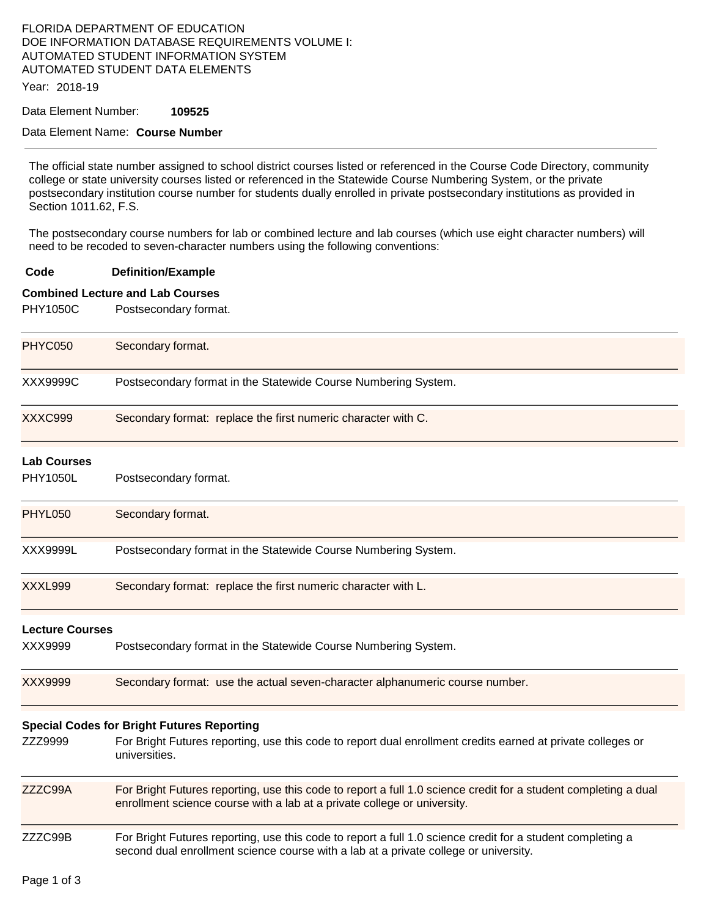FLORIDA DEPARTMENT OF EDUCATION
DOE INFORMATION DATABASE REQUIREMENTS VOLUME I:
AUTOMATED STUDENT INFORMATION SYSTEM
AUTOMATED STUDENT DATA ELEMENTS

Year: 2018-19

Data Element Number: **109525**

Data Element Name: **Course Number**

---

The official state number assigned to school district courses listed or referenced in the Course Code Directory, community college or state university courses listed or referenced in the Statewide Course Numbering System, or the private postsecondary institution course number for students dually enrolled in private postsecondary institutions as provided in Section 1011.62, F.S.

The postsecondary course numbers for lab or combined lecture and lab courses (which use eight character numbers) will need to be recoded to seven-character numbers using the following conventions:

| Code | Definition/Example |
|---|---|
| **Combined Lecture and Lab Courses** | |
| PHY1050C | Postsecondary format. |
| PHYC050 | Secondary format. |
| XXX9999C | Postsecondary format in the Statewide Course Numbering System. |
| XXXC999 | Secondary format: replace the first numeric character with C. |
| **Lab Courses** | |
| PHY1050L | Postsecondary format. |
| PHYL050 | Secondary format. |
| XXX9999L | Postsecondary format in the Statewide Course Numbering System. |
| XXXL999 | Secondary format: replace the first numeric character with L. |
| **Lecture Courses** | |
| XXX9999 | Postsecondary format in the Statewide Course Numbering System. |
| XXX9999 | Secondary format: use the actual seven-character alphanumeric course number. |
| **Special Codes for Bright Futures Reporting** | |
| ZZZ9999 | For Bright Futures reporting, use this code to report dual enrollment credits earned at private colleges or universities. |
| ZZZC99A | For Bright Futures reporting, use this code to report a full 1.0 science credit for a student completing a dual enrollment science course with a lab at a private college or university. |
| ZZZC99B | For Bright Futures reporting, use this code to report a full 1.0 science credit for a student completing a second dual enrollment science course with a lab at a private college or university. |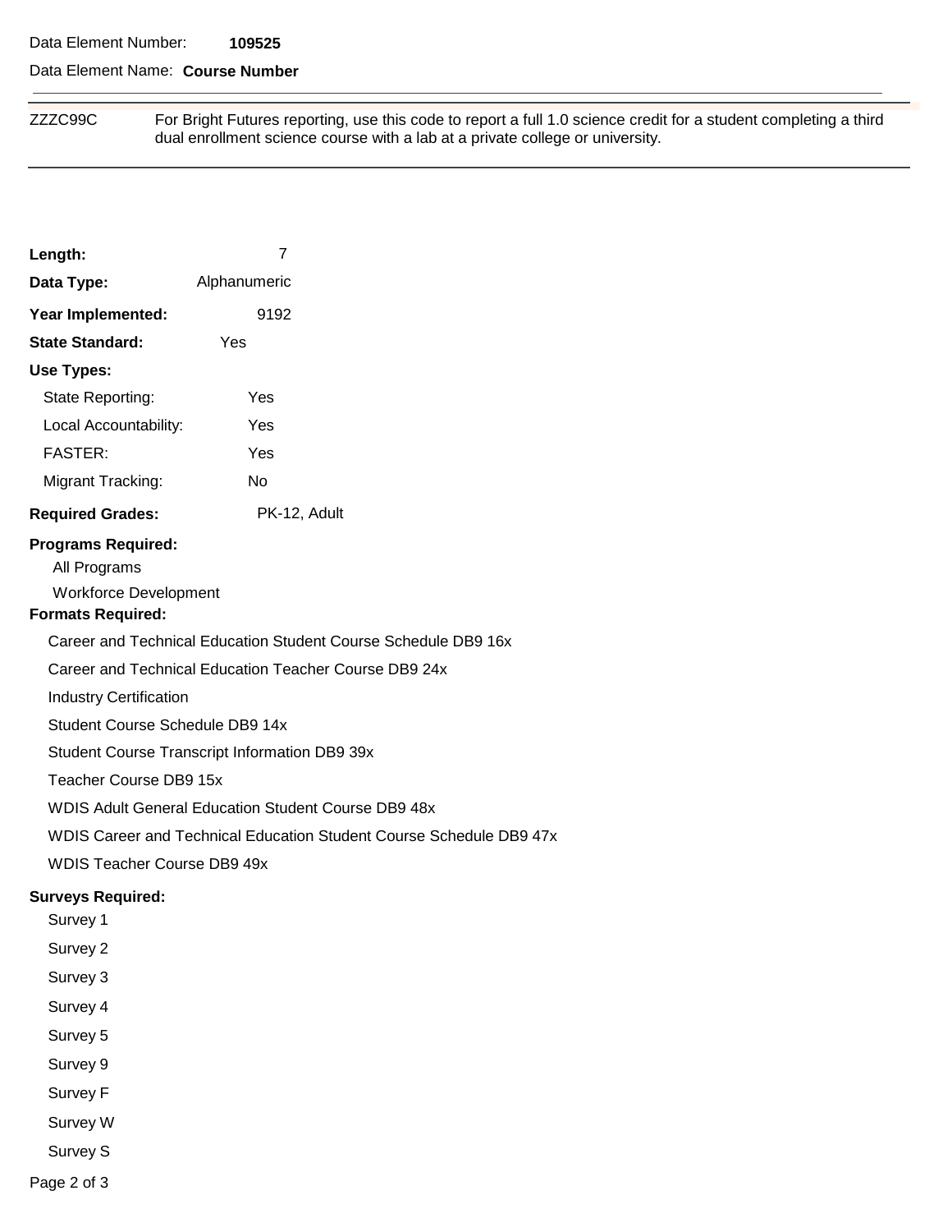Data Element Number: **109525**

Data Element Name: **Course Number**

| | |
|---|---|
| ZZZC99C | For Bright Futures reporting, use this code to report a full 1.0 science credit for a student completing a third dual enrollment science course with a lab at a private college or university. |

**Length:** 7

**Data Type:** Alphanumeric

**Year Implemented:** 9192

**State Standard:** Yes

**Use Types:**

- State Reporting: Yes
- Local Accountability: Yes
- FASTER: Yes
- Migrant Tracking: No

**Required Grades:** PK-12, Adult

**Programs Required:**

- All Programs
- Workforce Development

**Formats Required:**

- Career and Technical Education Student Course Schedule DB9 16x
- Career and Technical Education Teacher Course DB9 24x
- Industry Certification
- Student Course Schedule DB9 14x
- Student Course Transcript Information DB9 39x
- Teacher Course DB9 15x
- WDIS Adult General Education Student Course DB9 48x
- WDIS Career and Technical Education Student Course Schedule DB9 47x
- WDIS Teacher Course DB9 49x

**Surveys Required:**

- Survey 1
- Survey 2
- Survey 3
- Survey 4
- Survey 5
- Survey 9
- Survey F
- Survey W
- Survey S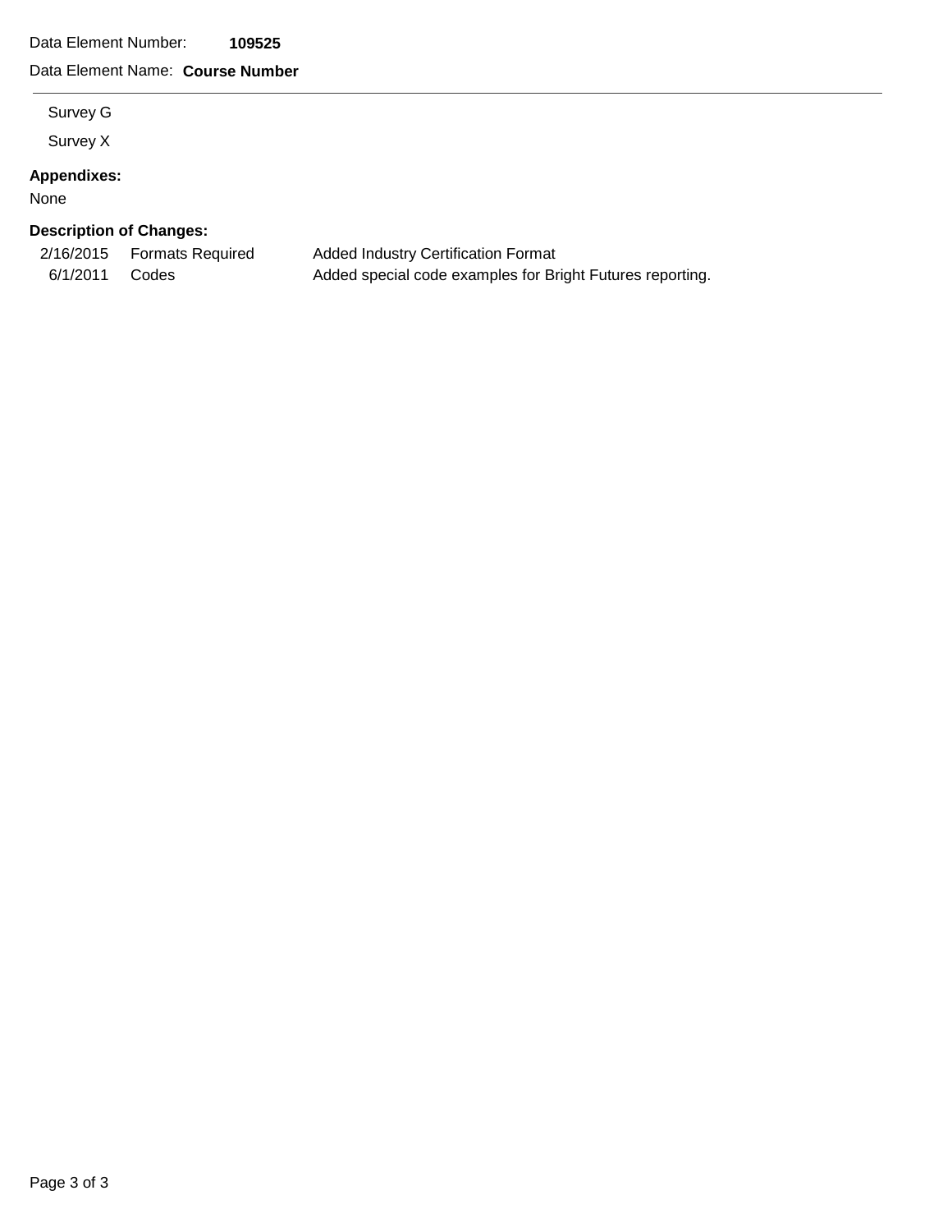Data Element Number: **109525**

Data Element Name: **Course Number**

Survey G

Survey X

**Appendixes:**

None

**Description of Changes:**

| | | |
|---|---|---|
| 2/16/2015 | Formats Required | Added Industry Certification Format |
| 6/1/2011 | Codes | Added special code examples for Bright Futures reporting. |